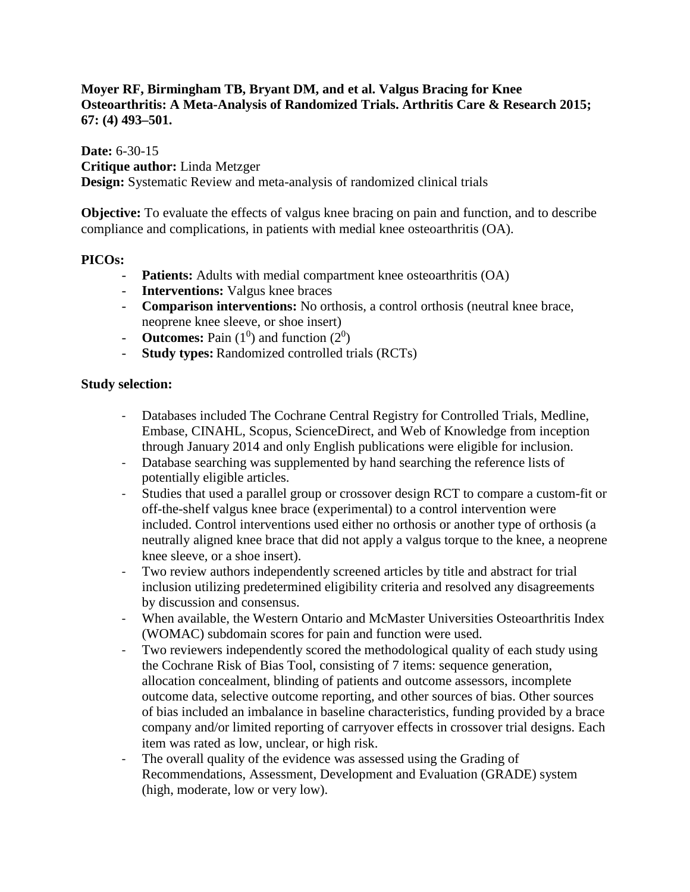**Moyer RF, Birmingham TB, Bryant DM, and et al. Valgus Bracing for Knee Osteoarthritis: A Meta-Analysis of Randomized Trials. Arthritis Care & Research 2015; 67: (4) 493–501.**

**Date:** 6-30-15
**Critique author:** Linda Metzger
**Design:** Systematic Review and meta-analysis of randomized clinical trials

**Objective:** To evaluate the effects of valgus knee bracing on pain and function, and to describe compliance and complications, in patients with medial knee osteoarthritis (OA).

**PICOs:**

- **Patients:** Adults with medial compartment knee osteoarthritis (OA)
- **Interventions:** Valgus knee braces
- **Comparison interventions:** No orthosis, a control orthosis (neutral knee brace, neoprene knee sleeve, or shoe insert)
- **Outcomes:** Pain ($1^0$) and function ($2^0$)
- **Study types:** Randomized controlled trials (RCTs)

**Study selection:**

- Databases included The Cochrane Central Registry for Controlled Trials, Medline, Embase, CINAHL, Scopus, ScienceDirect, and Web of Knowledge from inception through January 2014 and only English publications were eligible for inclusion.
- Database searching was supplemented by hand searching the reference lists of potentially eligible articles.
- Studies that used a parallel group or crossover design RCT to compare a custom-fit or off-the-shelf valgus knee brace (experimental) to a control intervention were included. Control interventions used either no orthosis or another type of orthosis (a neutrally aligned knee brace that did not apply a valgus torque to the knee, a neoprene knee sleeve, or a shoe insert).
- Two review authors independently screened articles by title and abstract for trial inclusion utilizing predetermined eligibility criteria and resolved any disagreements by discussion and consensus.
- When available, the Western Ontario and McMaster Universities Osteoarthritis Index (WOMAC) subdomain scores for pain and function were used.
- Two reviewers independently scored the methodological quality of each study using the Cochrane Risk of Bias Tool, consisting of 7 items: sequence generation, allocation concealment, blinding of patients and outcome assessors, incomplete outcome data, selective outcome reporting, and other sources of bias. Other sources of bias included an imbalance in baseline characteristics, funding provided by a brace company and/or limited reporting of carryover effects in crossover trial designs. Each item was rated as low, unclear, or high risk.
- The overall quality of the evidence was assessed using the Grading of Recommendations, Assessment, Development and Evaluation (GRADE) system (high, moderate, low or very low).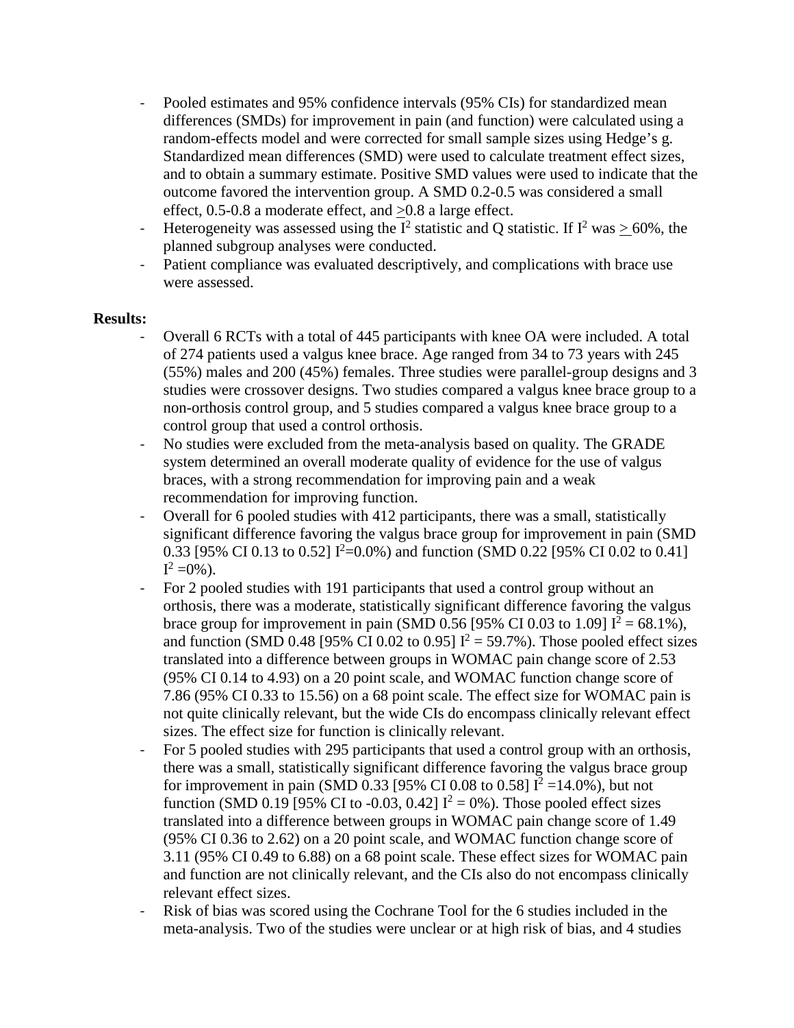- Pooled estimates and 95% confidence intervals (95% CIs) for standardized mean differences (SMDs) for improvement in pain (and function) were calculated using a random-effects model and were corrected for small sample sizes using Hedge's g. Standardized mean differences (SMD) were used to calculate treatment effect sizes, and to obtain a summary estimate. Positive SMD values were used to indicate that the outcome favored the intervention group. A SMD 0.2-0.5 was considered a small effect, 0.5-0.8 a moderate effect, and $\geq$0.8 a large effect.
- Heterogeneity was assessed using the $I^2$ statistic and Q statistic. If $I^2$ was $\geq$ 60%, the planned subgroup analyses were conducted.
- Patient compliance was evaluated descriptively, and complications with brace use were assessed.

**Results:**

- Overall 6 RCTs with a total of 445 participants with knee OA were included. A total of 274 patients used a valgus knee brace. Age ranged from 34 to 73 years with 245 (55%) males and 200 (45%) females. Three studies were parallel-group designs and 3 studies were crossover designs. Two studies compared a valgus knee brace group to a non-orthosis control group, and 5 studies compared a valgus knee brace group to a control group that used a control orthosis.
- No studies were excluded from the meta-analysis based on quality. The GRADE system determined an overall moderate quality of evidence for the use of valgus braces, with a strong recommendation for improving pain and a weak recommendation for improving function.
- Overall for 6 pooled studies with 412 participants, there was a small, statistically significant difference favoring the valgus brace group for improvement in pain (SMD 0.33 [95% CI 0.13 to 0.52] $I^2$=0.0%) and function (SMD 0.22 [95% CI 0.02 to 0.41] $I^2$ =0%).
- For 2 pooled studies with 191 participants that used a control group without an orthosis, there was a moderate, statistically significant difference favoring the valgus brace group for improvement in pain (SMD 0.56 [95% CI 0.03 to 1.09] $I^2$ = 68.1%), and function (SMD 0.48 [95% CI 0.02 to 0.95] $I^2$ = 59.7%). Those pooled effect sizes translated into a difference between groups in WOMAC pain change score of 2.53 (95% CI 0.14 to 4.93) on a 20 point scale, and WOMAC function change score of 7.86 (95% CI 0.33 to 15.56) on a 68 point scale. The effect size for WOMAC pain is not quite clinically relevant, but the wide CIs do encompass clinically relevant effect sizes. The effect size for function is clinically relevant.
- For 5 pooled studies with 295 participants that used a control group with an orthosis, there was a small, statistically significant difference favoring the valgus brace group for improvement in pain (SMD 0.33 [95% CI 0.08 to 0.58] $I^2$ =14.0%), but not function (SMD 0.19 [95% CI to -0.03, 0.42] $I^2$ = 0%). Those pooled effect sizes translated into a difference between groups in WOMAC pain change score of 1.49 (95% CI 0.36 to 2.62) on a 20 point scale, and WOMAC function change score of 3.11 (95% CI 0.49 to 6.88) on a 68 point scale. These effect sizes for WOMAC pain and function are not clinically relevant, and the CIs also do not encompass clinically relevant effect sizes.
- Risk of bias was scored using the Cochrane Tool for the 6 studies included in the meta-analysis. Two of the studies were unclear or at high risk of bias, and 4 studies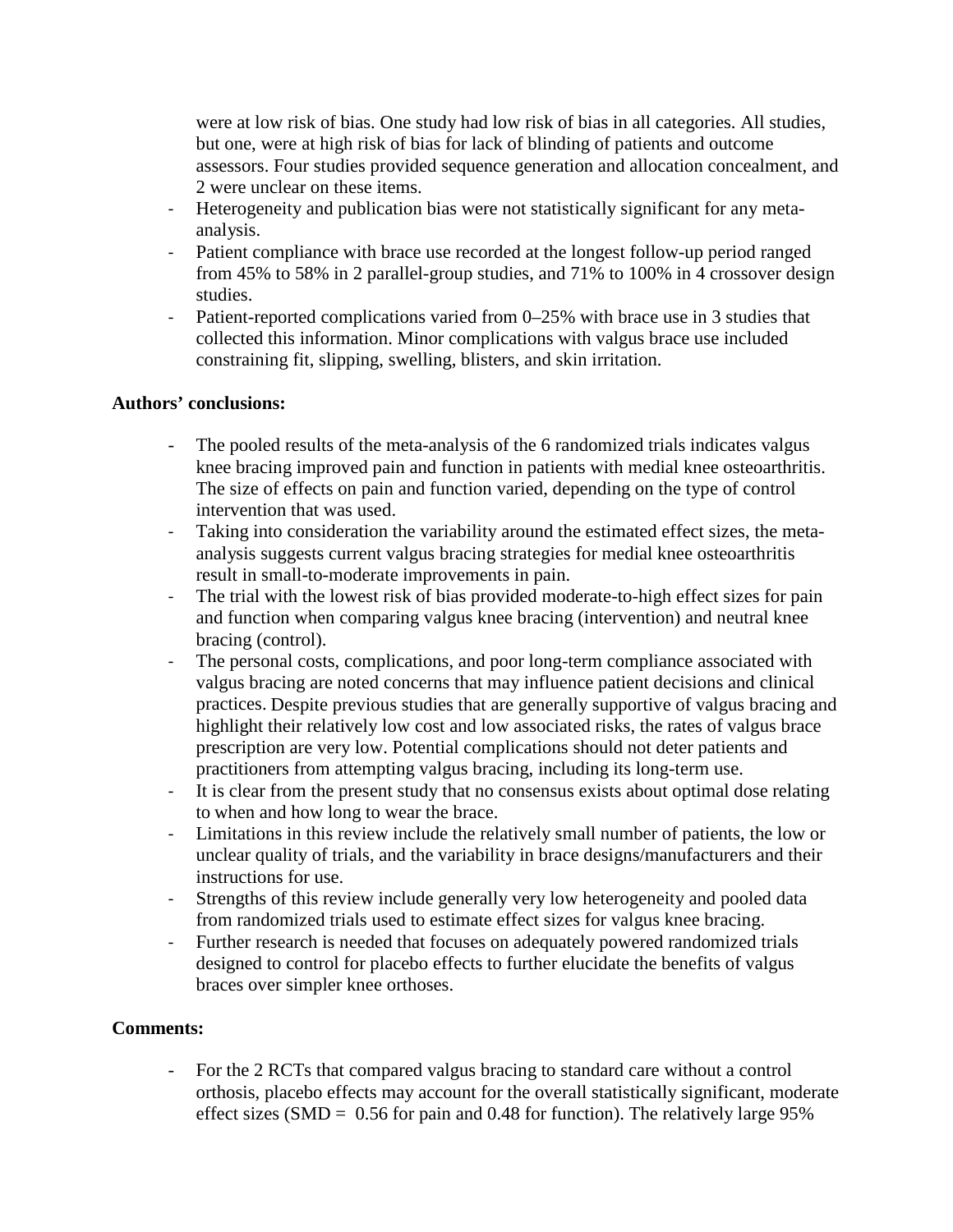were at low risk of bias. One study had low risk of bias in all categories. All studies, but one, were at high risk of bias for lack of blinding of patients and outcome assessors. Four studies provided sequence generation and allocation concealment, and 2 were unclear on these items.

- Heterogeneity and publication bias were not statistically significant for any meta-analysis.
- Patient compliance with brace use recorded at the longest follow-up period ranged from 45% to 58% in 2 parallel-group studies, and 71% to 100% in 4 crossover design studies.
- Patient-reported complications varied from 0–25% with brace use in 3 studies that collected this information. Minor complications with valgus brace use included constraining fit, slipping, swelling, blisters, and skin irritation.

**Authors' conclusions:**

- The pooled results of the meta-analysis of the 6 randomized trials indicates valgus knee bracing improved pain and function in patients with medial knee osteoarthritis. The size of effects on pain and function varied, depending on the type of control intervention that was used.
- Taking into consideration the variability around the estimated effect sizes, the meta-analysis suggests current valgus bracing strategies for medial knee osteoarthritis result in small-to-moderate improvements in pain.
- The trial with the lowest risk of bias provided moderate-to-high effect sizes for pain and function when comparing valgus knee bracing (intervention) and neutral knee bracing (control).
- The personal costs, complications, and poor long-term compliance associated with valgus bracing are noted concerns that may influence patient decisions and clinical practices. Despite previous studies that are generally supportive of valgus bracing and highlight their relatively low cost and low associated risks, the rates of valgus brace prescription are very low. Potential complications should not deter patients and practitioners from attempting valgus bracing, including its long-term use.
- It is clear from the present study that no consensus exists about optimal dose relating to when and how long to wear the brace.
- Limitations in this review include the relatively small number of patients, the low or unclear quality of trials, and the variability in brace designs/manufacturers and their instructions for use.
- Strengths of this review include generally very low heterogeneity and pooled data from randomized trials used to estimate effect sizes for valgus knee bracing.
- Further research is needed that focuses on adequately powered randomized trials designed to control for placebo effects to further elucidate the benefits of valgus braces over simpler knee orthoses.

**Comments:**

- For the 2 RCTs that compared valgus bracing to standard care without a control orthosis, placebo effects may account for the overall statistically significant, moderate effect sizes (SMD = 0.56 for pain and 0.48 for function). The relatively large 95%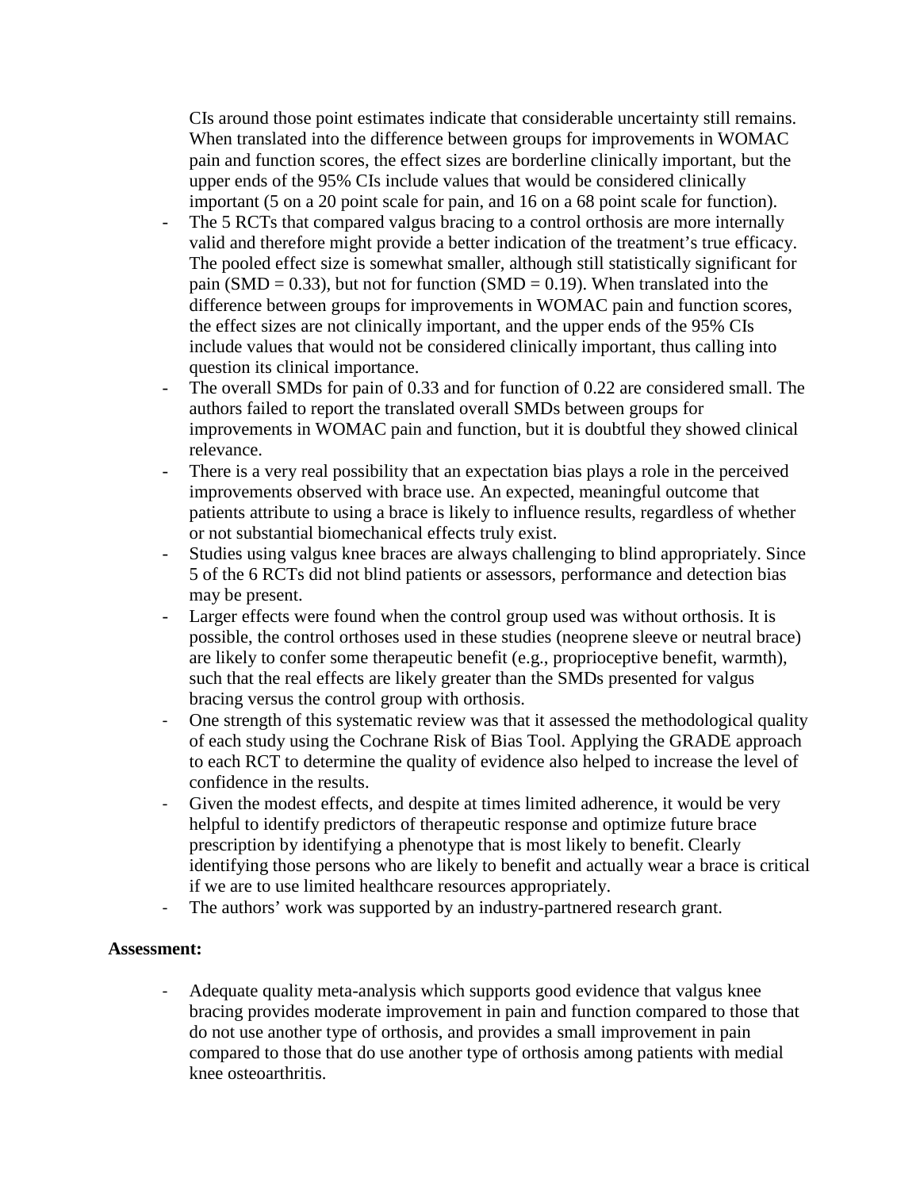CIs around those point estimates indicate that considerable uncertainty still remains. When translated into the difference between groups for improvements in WOMAC pain and function scores, the effect sizes are borderline clinically important, but the upper ends of the 95% CIs include values that would be considered clinically important (5 on a 20 point scale for pain, and 16 on a 68 point scale for function).

- The 5 RCTs that compared valgus bracing to a control orthosis are more internally valid and therefore might provide a better indication of the treatment's true efficacy. The pooled effect size is somewhat smaller, although still statistically significant for pain (SMD = 0.33), but not for function (SMD = 0.19). When translated into the difference between groups for improvements in WOMAC pain and function scores, the effect sizes are not clinically important, and the upper ends of the 95% CIs include values that would not be considered clinically important, thus calling into question its clinical importance.
- The overall SMDs for pain of 0.33 and for function of 0.22 are considered small. The authors failed to report the translated overall SMDs between groups for improvements in WOMAC pain and function, but it is doubtful they showed clinical relevance.
- There is a very real possibility that an expectation bias plays a role in the perceived improvements observed with brace use. An expected, meaningful outcome that patients attribute to using a brace is likely to influence results, regardless of whether or not substantial biomechanical effects truly exist.
- Studies using valgus knee braces are always challenging to blind appropriately. Since 5 of the 6 RCTs did not blind patients or assessors, performance and detection bias may be present.
- Larger effects were found when the control group used was without orthosis. It is possible, the control orthoses used in these studies (neoprene sleeve or neutral brace) are likely to confer some therapeutic benefit (e.g., proprioceptive benefit, warmth), such that the real effects are likely greater than the SMDs presented for valgus bracing versus the control group with orthosis.
- One strength of this systematic review was that it assessed the methodological quality of each study using the Cochrane Risk of Bias Tool. Applying the GRADE approach to each RCT to determine the quality of evidence also helped to increase the level of confidence in the results.
- Given the modest effects, and despite at times limited adherence, it would be very helpful to identify predictors of therapeutic response and optimize future brace prescription by identifying a phenotype that is most likely to benefit. Clearly identifying those persons who are likely to benefit and actually wear a brace is critical if we are to use limited healthcare resources appropriately.
- The authors' work was supported by an industry-partnered research grant.

**Assessment:**

- Adequate quality meta-analysis which supports good evidence that valgus knee bracing provides moderate improvement in pain and function compared to those that do not use another type of orthosis, and provides a small improvement in pain compared to those that do use another type of orthosis among patients with medial knee osteoarthritis.